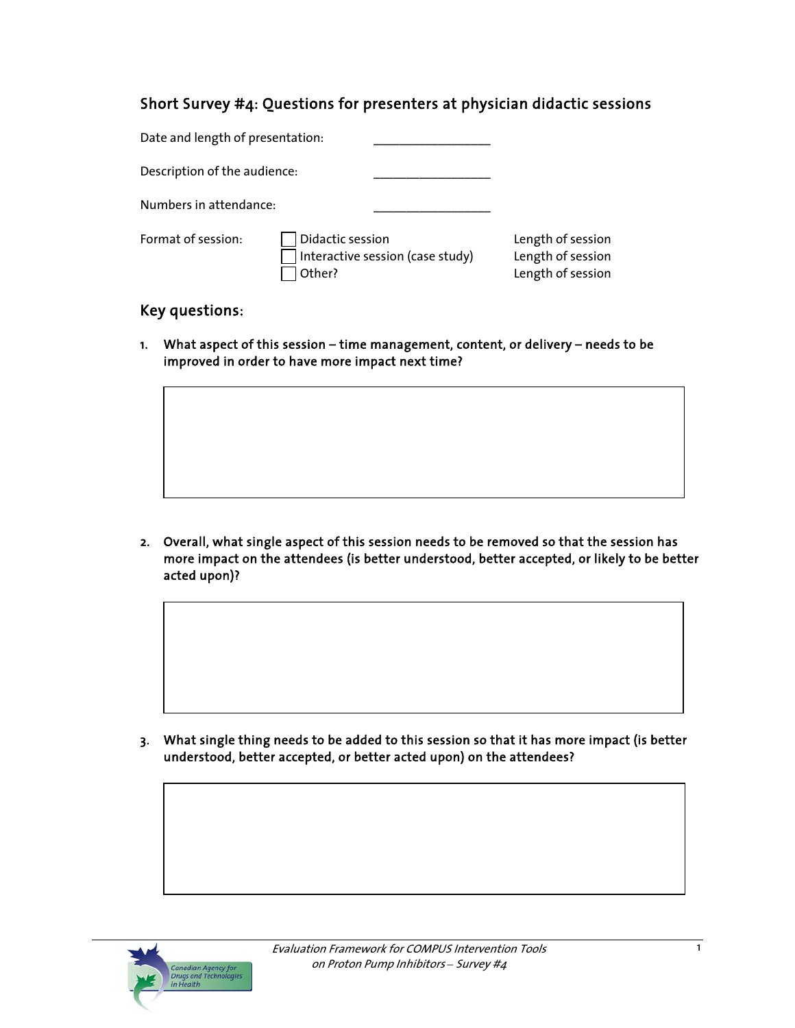## Short Survey #4: Questions for presenters at physician didactic sessions

Date and length of presentation: ________________

Description of the audience: ________________

Numbers in attendance: ________________

Format of session:

| | | |
|---|---|---|
| ☐ Didactic session | | Length of session |
| ☐ Interactive session (case study) | | Length of session |
| ☐ Other? | | Length of session |

## Key questions:

1. **What aspect of this session – time management, content, or delivery – needs to be improved in order to have more impact next time?**

2. **Overall, what single aspect of this session needs to be removed so that the session has more impact on the attendees (is better understood, better accepted, or likely to be better acted upon)?**

3. **What single thing needs to be added to this session so that it has more impact (is better understood, better accepted, or better acted upon) on the attendees?**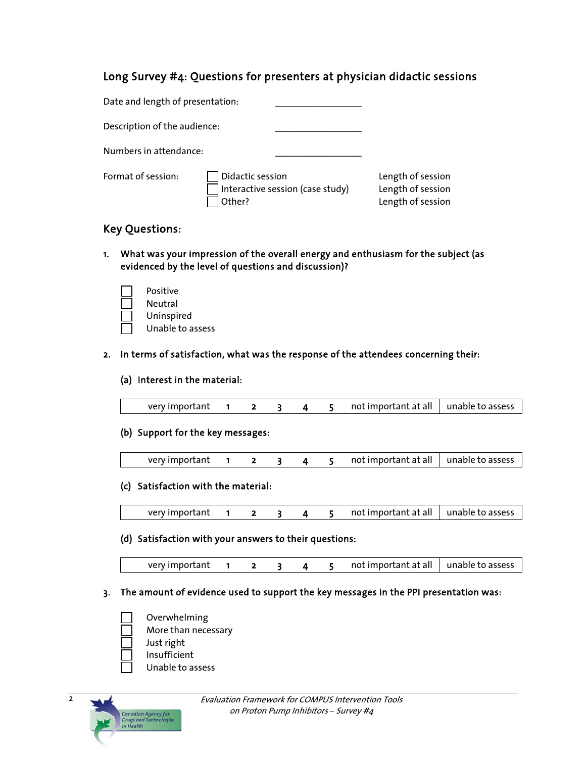## Long Survey #4: Questions for presenters at physician didactic sessions

Date and length of presentation: ___________________

Description of the audience: ___________________

Numbers in attendance: ___________________

Format of session:

- ☐ Didactic session — Length of session
- ☐ Interactive session (case study) — Length of session
- ☐ Other? — Length of session

## Key Questions:

**1. What was your impression of the overall energy and enthusiasm for the subject (as evidenced by the level of questions and discussion)?**

- ☐ Positive
- ☐ Neutral
- ☐ Uninspired
- ☐ Unable to assess

**2. In terms of satisfaction, what was the response of the attendees concerning their:**

**(a) Interest in the material:**

| very important | 1 | 2 | 3 | 4 | 5 | not important at all | unable to assess |
|---|---|---|---|---|---|---|---|

**(b) Support for the key messages:**

| very important | 1 | 2 | 3 | 4 | 5 | not important at all | unable to assess |
|---|---|---|---|---|---|---|---|

**(c) Satisfaction with the material:**

| very important | 1 | 2 | 3 | 4 | 5 | not important at all | unable to assess |
|---|---|---|---|---|---|---|---|

**(d) Satisfaction with your answers to their questions:**

| very important | 1 | 2 | 3 | 4 | 5 | not important at all | unable to assess |
|---|---|---|---|---|---|---|---|

**3. The amount of evidence used to support the key messages in the PPI presentation was:**

- ☐ Overwhelming
- ☐ More than necessary
- ☐ Just right
- ☐ Insufficient
- ☐ Unable to assess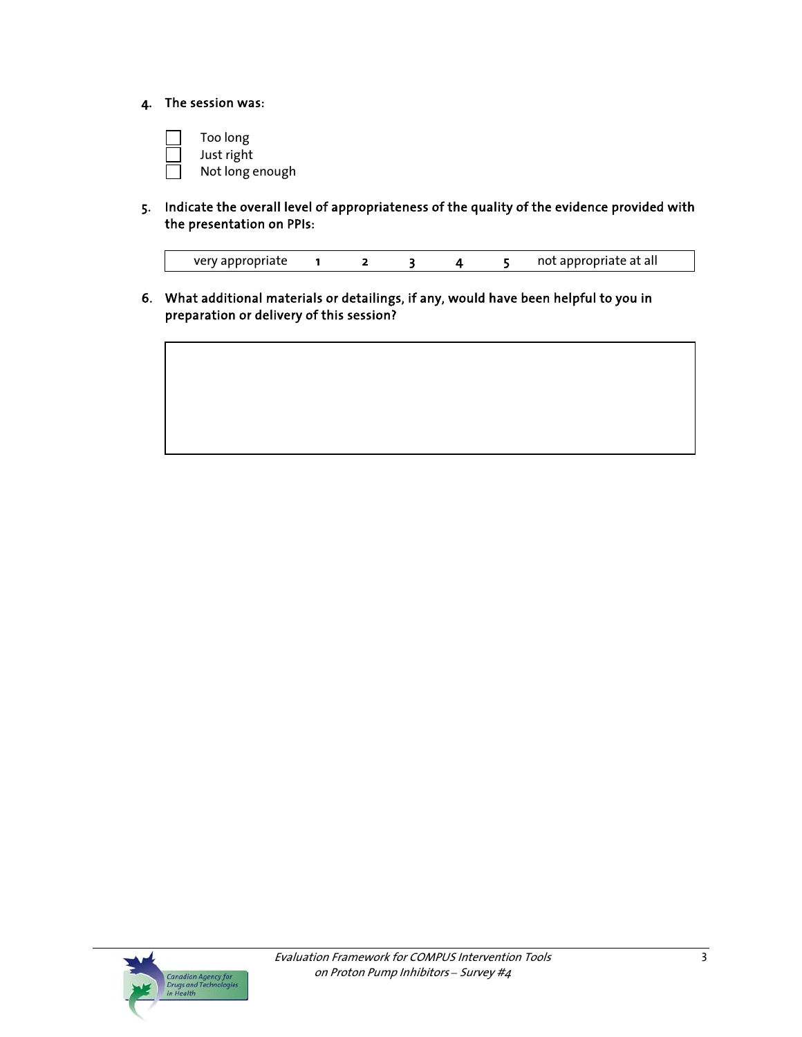4. **The session was:**

   ☐ Too long
   ☐ Just right
   ☐ Not long enough

5. **Indicate the overall level of appropriateness of the quality of the evidence provided with the presentation on PPIs:**

| | | | | | | |
|---|---|---|---|---|---|---|
| very appropriate | **1** | **2** | **3** | **4** | **5** | not appropriate at all |

6. **What additional materials or detailings, if any, would have been helpful to you in preparation or delivery of this session?**

| |
|---|
| |